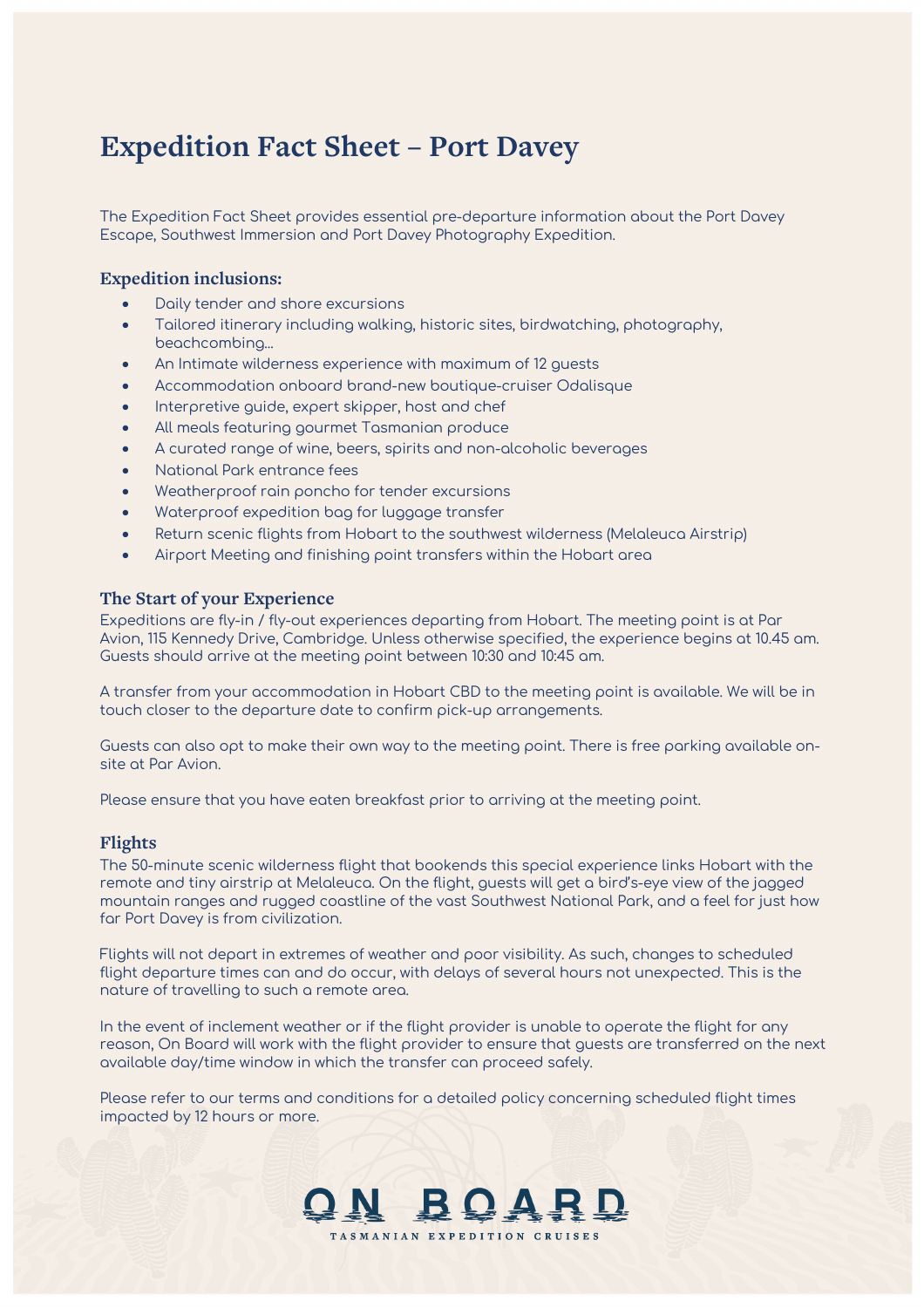# Expedition Fact Sheet – Port Davey

The Expedition Fact Sheet provides essential pre-departure information about the Port Davey Escape, Southwest Immersion and Port Davey Photography Expedition.

### Expedition inclusions:

- Daily tender and shore excursions
- Tailored itinerary including walking, historic sites, birdwatching, photography, beachcombing...
- An Intimate wilderness experience with maximum of 12 guests
- Accommodation onboard brand-new boutique-cruiser Odalisque
- Interpretive guide, expert skipper, host and chef
- All meals featuring gourmet Tasmanian produce
- A curated range of wine, beers, spirits and non-alcoholic beverages
- National Park entrance fees
- Weatherproof rain poncho for tender excursions
- Waterproof expedition bag for luggage transfer
- Return scenic flights from Hobart to the southwest wilderness (Melaleuca Airstrip)
- Airport Meeting and finishing point transfers within the Hobart area

### The Start of your Experience

Expeditions are fly-in / fly-out experiences departing from Hobart. The meeting point is at Par Avion, 115 Kennedy Drive, Cambridge. Unless otherwise specified, the experience begins at 10.45 am. Guests should arrive at the meeting point between 10:30 and 10:45 am.

A transfer from your accommodation in Hobart CBD to the meeting point is available. We will be in touch closer to the departure date to confirm pick-up arrangements.

Guests can also opt to make their own way to the meeting point. There is free parking available on-site at Par Avion.

Please ensure that you have eaten breakfast prior to arriving at the meeting point.

### Flights

The 50-minute scenic wilderness flight that bookends this special experience links Hobart with the remote and tiny airstrip at Melaleuca. On the flight, guests will get a bird's-eye view of the jagged mountain ranges and rugged coastline of the vast Southwest National Park, and a feel for just how far Port Davey is from civilization.

Flights will not depart in extremes of weather and poor visibility. As such, changes to scheduled flight departure times can and do occur, with delays of several hours not unexpected. This is the nature of travelling to such a remote area.

In the event of inclement weather or if the flight provider is unable to operate the flight for any reason, On Board will work with the flight provider to ensure that guests are transferred on the next available day/time window in which the transfer can proceed safely.

Please refer to our terms and conditions for a detailed policy concerning scheduled flight times impacted by 12 hours or more.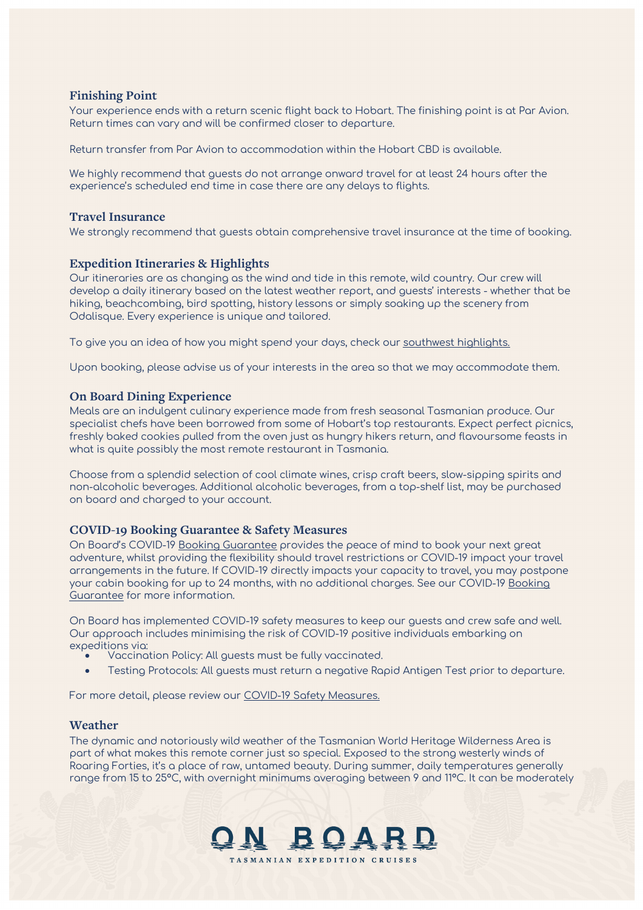## Finishing Point

Your experience ends with a return scenic flight back to Hobart. The finishing point is at Par Avion. Return times can vary and will be confirmed closer to departure.

Return transfer from Par Avion to accommodation within the Hobart CBD is available.

We highly recommend that guests do not arrange onward travel for at least 24 hours after the experience's scheduled end time in case there are any delays to flights.

## Travel Insurance

We strongly recommend that guests obtain comprehensive travel insurance at the time of booking.

## Expedition Itineraries & Highlights

Our itineraries are as changing as the wind and tide in this remote, wild country. Our crew will develop a daily itinerary based on the latest weather report, and guests' interests - whether that be hiking, beachcombing, bird spotting, history lessons or simply soaking up the scenery from Odalisque. Every experience is unique and tailored.

To give you an idea of how you might spend your days, check our southwest highlights.

Upon booking, please advise us of your interests in the area so that we may accommodate them.

## On Board Dining Experience

Meals are an indulgent culinary experience made from fresh seasonal Tasmanian produce. Our specialist chefs have been borrowed from some of Hobart's top restaurants. Expect perfect picnics, freshly baked cookies pulled from the oven just as hungry hikers return, and flavoursome feasts in what is quite possibly the most remote restaurant in Tasmania.

Choose from a splendid selection of cool climate wines, crisp craft beers, slow-sipping spirits and non-alcoholic beverages. Additional alcoholic beverages, from a top-shelf list, may be purchased on board and charged to your account.

## COVID-19 Booking Guarantee & Safety Measures

On Board's COVID-19 Booking Guarantee provides the peace of mind to book your next great adventure, whilst providing the flexibility should travel restrictions or COVID-19 impact your travel arrangements in the future. If COVID-19 directly impacts your capacity to travel, you may postpone your cabin booking for up to 24 months, with no additional charges. See our COVID-19 Booking Guarantee for more information.

On Board has implemented COVID-19 safety measures to keep our guests and crew safe and well. Our approach includes minimising the risk of COVID-19 positive individuals embarking on expeditions via:

- Vaccination Policy: All guests must be fully vaccinated.
- Testing Protocols: All guests must return a negative Rapid Antigen Test prior to departure.

For more detail, please review our COVID-19 Safety Measures.

## Weather

The dynamic and notoriously wild weather of the Tasmanian World Heritage Wilderness Area is part of what makes this remote corner just so special. Exposed to the strong westerly winds of Roaring Forties, it's a place of raw, untamed beauty. During summer, daily temperatures generally range from 15 to 25°C, with overnight minimums averaging between 9 and 11°C. It can be moderately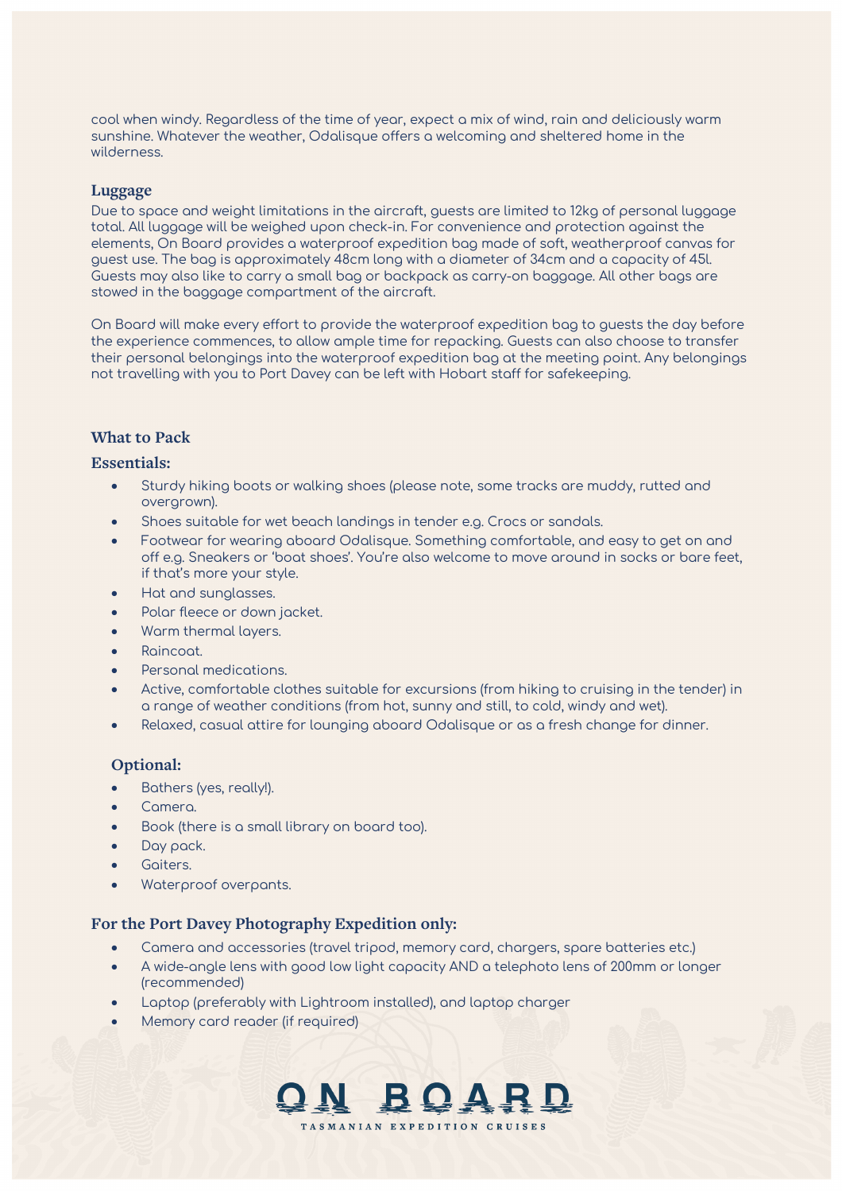cool when windy. Regardless of the time of year, expect a mix of wind, rain and deliciously warm sunshine. Whatever the weather, Odalisque offers a welcoming and sheltered home in the wilderness.

### Luggage

Due to space and weight limitations in the aircraft, guests are limited to 12kg of personal luggage total. All luggage will be weighed upon check-in. For convenience and protection against the elements, On Board provides a waterproof expedition bag made of soft, weatherproof canvas for guest use. The bag is approximately 48cm long with a diameter of 34cm and a capacity of 45l. Guests may also like to carry a small bag or backpack as carry-on baggage. All other bags are stowed in the baggage compartment of the aircraft.

On Board will make every effort to provide the waterproof expedition bag to guests the day before the experience commences, to allow ample time for repacking. Guests can also choose to transfer their personal belongings into the waterproof expedition bag at the meeting point. Any belongings not travelling with you to Port Davey can be left with Hobart staff for safekeeping.

### What to Pack

#### Essentials:

- Sturdy hiking boots or walking shoes (please note, some tracks are muddy, rutted and overgrown).
- Shoes suitable for wet beach landings in tender e.g. Crocs or sandals.
- Footwear for wearing aboard Odalisque. Something comfortable, and easy to get on and off e.g. Sneakers or 'boat shoes'. You're also welcome to move around in socks or bare feet, if that's more your style.
- Hat and sunglasses.
- Polar fleece or down jacket.
- Warm thermal layers.
- Raincoat.
- Personal medications.
- Active, comfortable clothes suitable for excursions (from hiking to cruising in the tender) in a range of weather conditions (from hot, sunny and still, to cold, windy and wet).
- Relaxed, casual attire for lounging aboard Odalisque or as a fresh change for dinner.

#### Optional:

- Bathers (yes, really!).
- Camera.
- Book (there is a small library on board too).
- Day pack.
- Gaiters.
- Waterproof overpants.

#### For the Port Davey Photography Expedition only:

- Camera and accessories (travel tripod, memory card, chargers, spare batteries etc.)
- A wide-angle lens with good low light capacity AND a telephoto lens of 200mm or longer (recommended)
- Laptop (preferably with Lightroom installed), and laptop charger
- Memory card reader (if required)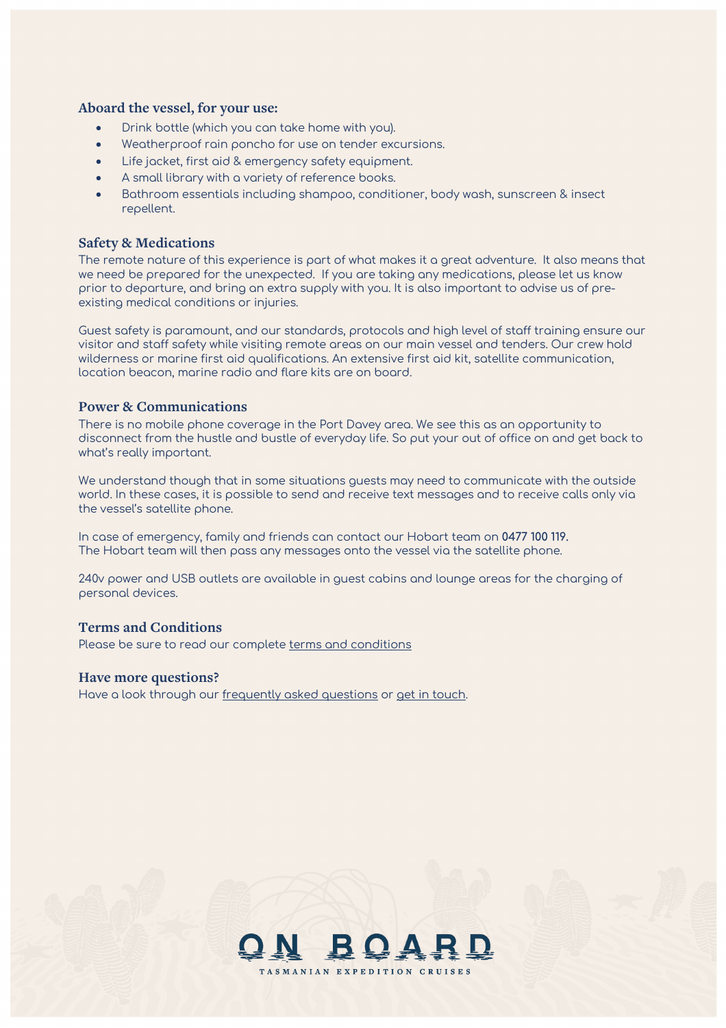### Aboard the vessel, for your use:

- Drink bottle (which you can take home with you).
- Weatherproof rain poncho for use on tender excursions.
- Life jacket, first aid & emergency safety equipment.
- A small library with a variety of reference books.
- Bathroom essentials including shampoo, conditioner, body wash, sunscreen & insect repellent.

### Safety & Medications

The remote nature of this experience is part of what makes it a great adventure. It also means that we need be prepared for the unexpected. If you are taking any medications, please let us know prior to departure, and bring an extra supply with you. It is also important to advise us of pre-existing medical conditions or injuries.

Guest safety is paramount, and our standards, protocols and high level of staff training ensure our visitor and staff safety while visiting remote areas on our main vessel and tenders. Our crew hold wilderness or marine first aid qualifications. An extensive first aid kit, satellite communication, location beacon, marine radio and flare kits are on board.

### Power & Communications

There is no mobile phone coverage in the Port Davey area. We see this as an opportunity to disconnect from the hustle and bustle of everyday life. So put your out of office on and get back to what's really important.

We understand though that in some situations guests may need to communicate with the outside world. In these cases, it is possible to send and receive text messages and to receive calls only via the vessel's satellite phone.

In case of emergency, family and friends can contact our Hobart team on **0477 100 119.**
The Hobart team will then pass any messages onto the vessel via the satellite phone.

240v power and USB outlets are available in guest cabins and lounge areas for the charging of personal devices.

### Terms and Conditions

Please be sure to read our complete terms and conditions

### Have more questions?

Have a look through our frequently asked questions or get in touch.

ON BOARD
TASMANIAN EXPEDITION CRUISES